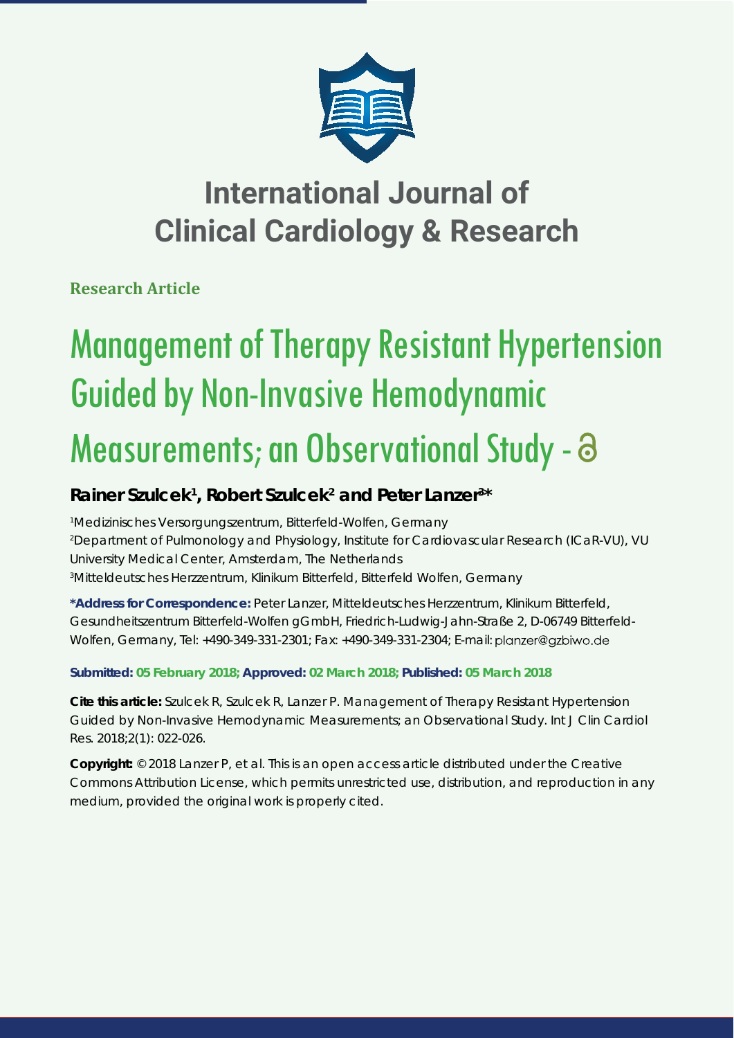# International Journal of Clinical Cardiology & Research

**Research Article**

# Management of Therapy Resistant Hypertension Guided by Non-Invasive Hemodynamic Measurements; an Observational Study

**Rainer Szulcek[1], Robert Szulcek[2] and Peter Lanzer[3]***

[1]Medizinisches Versorgungszentrum, Bitterfeld-Wolfen, Germany
[2]Department of Pulmonology and Physiology, Institute for Cardiovascular Research (ICaR-VU), VU University Medical Center, Amsterdam, The Netherlands
[3]Mitteldeutsches Herzzentrum, Klinikum Bitterfeld, Bitterfeld Wolfen, Germany

**\*Address for Correspondence:** Peter Lanzer, Mitteldeutsches Herzzentrum, Klinikum Bitterfeld, Gesundheitszentrum Bitterfeld-Wolfen gGmbH, Friedrich-Ludwig-Jahn-Straße 2, D-06749 Bitterfeld-Wolfen, Germany, Tel: +490-349-331-2301; Fax: +490-349-331-2304; E-mail: planzer@gzbiwo.de

**Submitted: 05 February 2018; Approved: 02 March 2018; Published: 05 March 2018**

**Cite this article:** Szulcek R, Szulcek R, Lanzer P. Management of Therapy Resistant Hypertension Guided by Non-Invasive Hemodynamic Measurements; an Observational Study. Int J Clin Cardiol Res. 2018;2(1): 022-026.

**Copyright:** © 2018 Lanzer P, et al. This is an open access article distributed under the Creative Commons Attribution License, which permits unrestricted use, distribution, and reproduction in any medium, provided the original work is properly cited.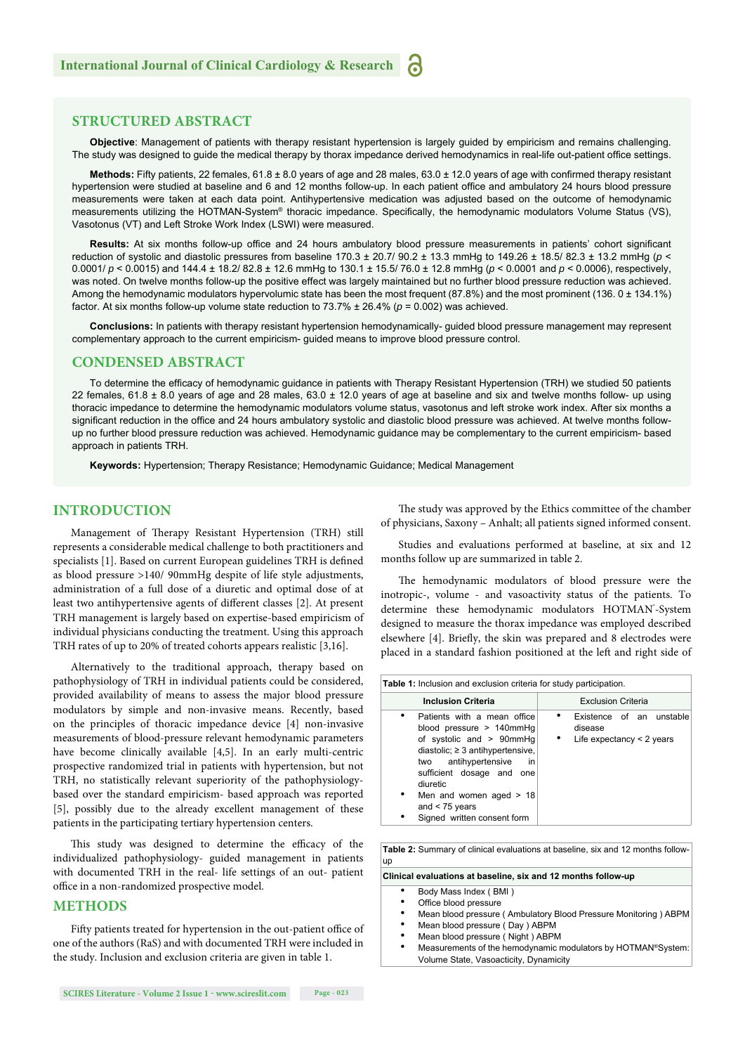## STRUCTURED ABSTRACT

**Objective**: Management of patients with therapy resistant hypertension is largely guided by empiricism and remains challenging. The study was designed to guide the medical therapy by thorax impedance derived hemodynamics in real-life out-patient office settings.

**Methods:** Fifty patients, 22 females, 61.8 ± 8.0 years of age and 28 males, 63.0 ± 12.0 years of age with confirmed therapy resistant hypertension were studied at baseline and 6 and 12 months follow-up. In each patient office and ambulatory 24 hours blood pressure measurements were taken at each data point. Antihypertensive medication was adjusted based on the outcome of hemodynamic measurements utilizing the HOTMAN-System® thoracic impedance. Specifically, the hemodynamic modulators Volume Status (VS), Vasotonus (VT) and Left Stroke Work Index (LSWI) were measured.

**Results:** At six months follow-up office and 24 hours ambulatory blood pressure measurements in patients' cohort significant reduction of systolic and diastolic pressures from baseline 170.3 ± 20.7/ 90.2 ± 13.3 mmHg to 149.26 ± 18.5/ 82.3 ± 13.2 mmHg ($p < 0.0001$/ $p < 0.0015$) and 144.4 ± 18.2/ 82.8 ± 12.6 mmHg to 130.1 ± 15.5/ 76.0 ± 12.8 mmHg ($p < 0.0001$ and $p < 0.0006$), respectively, was noted. On twelve months follow-up the positive effect was largely maintained but no further blood pressure reduction was achieved. Among the hemodynamic modulators hypervolumic state has been the most frequent (87.8%) and the most prominent (136. 0 ± 134.1%) factor. At six months follow-up volume state reduction to 73.7% ± 26.4% ($p = 0.002$) was achieved.

**Conclusions:** In patients with therapy resistant hypertension hemodynamically- guided blood pressure management may represent complementary approach to the current empiricism- guided means to improve blood pressure control.

## CONDENSED ABSTRACT

To determine the efficacy of hemodynamic guidance in patients with Therapy Resistant Hypertension (TRH) we studied 50 patients 22 females, 61.8 ± 8.0 years of age and 28 males, 63.0 ± 12.0 years of age at baseline and six and twelve months follow- up using thoracic impedance to determine the hemodynamic modulators volume status, vasotonus and left stroke work index. After six months a significant reduction in the office and 24 hours ambulatory systolic and diastolic blood pressure was achieved. At twelve months follow-up no further blood pressure reduction was achieved. Hemodynamic guidance may be complementary to the current empiricism- based approach in patients TRH.

**Keywords:** Hypertension; Therapy Resistance; Hemodynamic Guidance; Medical Management

## INTRODUCTION

Management of Therapy Resistant Hypertension (TRH) still represents a considerable medical challenge to both practitioners and specialists [1]. Based on current European guidelines TRH is defined as blood pressure >140/ 90mmHg despite of life style adjustments, administration of a full dose of a diuretic and optimal dose of at least two antihypertensive agents of different classes [2]. At present TRH management is largely based on expertise-based empiricism of individual physicians conducting the treatment. Using this approach TRH rates of up to 20% of treated cohorts appears realistic [3,16].

Alternatively to the traditional approach, therapy based on pathophysiology of TRH in individual patients could be considered, provided availability of means to assess the major blood pressure modulators by simple and non-invasive means. Recently, based on the principles of thoracic impedance device [4] non-invasive measurements of blood-pressure relevant hemodynamic parameters have become clinically available [4,5]. In an early multi-centric prospective randomized trial in patients with hypertension, but not TRH, no statistically relevant superiority of the pathophysiology-based over the standard empiricism- based approach was reported [5], possibly due to the already excellent management of these patients in the participating tertiary hypertension centers.

This study was designed to determine the efficacy of the individualized pathophysiology- guided management in patients with documented TRH in the real- life settings of an out- patient office in a non-randomized prospective model.

## METHODS

Fifty patients treated for hypertension in the out-patient office of one of the authors (RaS) and with documented TRH were included in the study. Inclusion and exclusion criteria are given in table 1.

The study was approved by the Ethics committee of the chamber of physicians, Saxony – Anhalt; all patients signed informed consent.

Studies and evaluations performed at baseline, at six and 12 months follow up are summarized in table 2.

The hemodynamic modulators of blood pressure were the inotropic-, volume - and vasoactivity status of the patients. To determine these hemodynamic modulators HOTMAN®-System designed to measure the thorax impedance was employed described elsewhere [4]. Briefly, the skin was prepared and 8 electrodes were placed in a standard fashion positioned at the left and right side of

**Table 1:** Inclusion and exclusion criteria for study participation.

| Inclusion Criteria | Exclusion Criteria |
|---|---|
| • Patients with a mean office blood pressure > 140mmHg of systolic and > 90mmHg diastolic; ≥ 3 antihypertensive, two antihypertensive in sufficient dosage and one diuretic<br>• Men and women aged > 18 and < 75 years<br>• Signed written consent form | • Existence of an unstable disease<br>• Life expectancy < 2 years |

**Table 2:** Summary of clinical evaluations at baseline, six and 12 months follow-up

| Clinical evaluations at baseline, six and 12 months follow-up |
|---|
| • Body Mass Index ( BMI )<br>• Office blood pressure<br>• Mean blood pressure ( Ambulatory Blood Pressure Monitoring ) ABPM<br>• Mean blood pressure ( Day ) ABPM<br>• Mean blood pressure ( Night ) ABPM<br>• Measurements of the hemodynamic modulators by HOTMAN®System: Volume State, Vasoacticity, Dynamicity |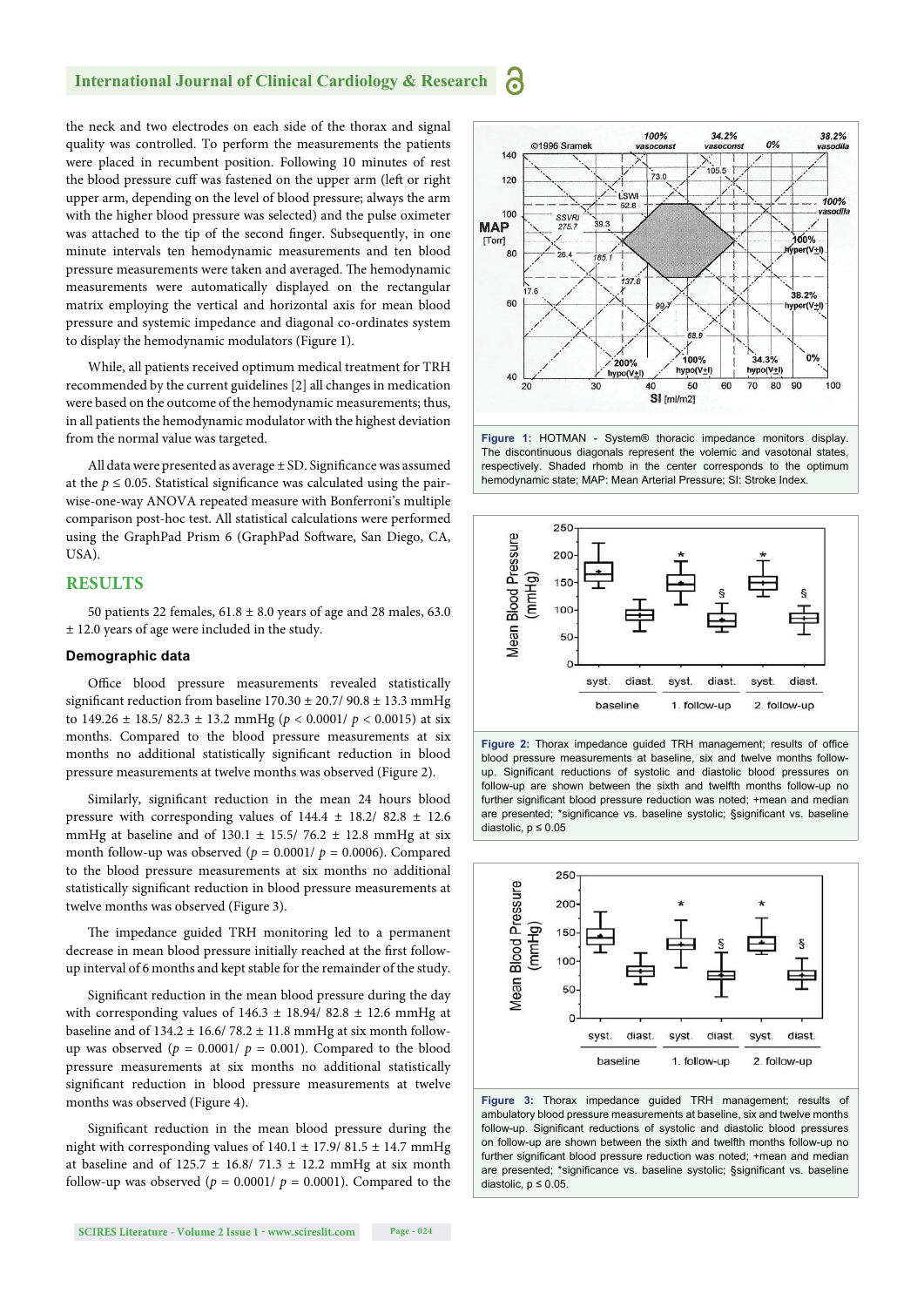the neck and two electrodes on each side of the thorax and signal quality was controlled. To perform the measurements the patients were placed in recumbent position. Following 10 minutes of rest the blood pressure cuff was fastened on the upper arm (left or right upper arm, depending on the level of blood pressure; always the arm with the higher blood pressure was selected) and the pulse oximeter was attached to the tip of the second finger. Subsequently, in one minute intervals ten hemodynamic measurements and ten blood pressure measurements were taken and averaged. The hemodynamic measurements were automatically displayed on the rectangular matrix employing the vertical and horizontal axis for mean blood pressure and systemic impedance and diagonal co-ordinates system to display the hemodynamic modulators (Figure 1).

While, all patients received optimum medical treatment for TRH recommended by the current guidelines [2] all changes in medication were based on the outcome of the hemodynamic measurements; thus, in all patients the hemodynamic modulator with the highest deviation from the normal value was targeted.

All data were presented as average ± SD. Significance was assumed at the $p \leq 0.05$. Statistical significance was calculated using the pair-wise-one-way ANOVA repeated measure with Bonferroni's multiple comparison post-hoc test. All statistical calculations were performed using the GraphPad Prism 6 (GraphPad Software, San Diego, CA, USA).

## RESULTS

50 patients 22 females, 61.8 ± 8.0 years of age and 28 males, 63.0 ± 12.0 years of age were included in the study.

### Demographic data

Office blood pressure measurements revealed statistically significant reduction from baseline 170.30 ± 20.7/ 90.8 ± 13.3 mmHg to 149.26 ± 18.5/ 82.3 ± 13.2 mmHg ($p < 0.0001$/ $p < 0.0015$) at six months. Compared to the blood pressure measurements at six months no additional statistically significant reduction in blood pressure measurements at twelve months was observed (Figure 2).

Similarly, significant reduction in the mean 24 hours blood pressure with corresponding values of 144.4 ± 18.2/ 82.8 ± 12.6 mmHg at baseline and of 130.1 ± 15.5/ 76.2 ± 12.8 mmHg at six month follow-up was observed ($p = 0.0001$/ $p = 0.0006$). Compared to the blood pressure measurements at six months no additional statistically significant reduction in blood pressure measurements at twelve months was observed (Figure 3).

The impedance guided TRH monitoring led to a permanent decrease in mean blood pressure initially reached at the first follow-up interval of 6 months and kept stable for the remainder of the study.

Significant reduction in the mean blood pressure during the day with corresponding values of 146.3 ± 18.94/ 82.8 ± 12.6 mmHg at baseline and of 134.2 ± 16.6/ 78.2 ± 11.8 mmHg at six month follow-up was observed ($p = 0.0001$/ $p = 0.001$). Compared to the blood pressure measurements at six months no additional statistically significant reduction in blood pressure measurements at twelve months was observed (Figure 4).

Significant reduction in the mean blood pressure during the night with corresponding values of 140.1 ± 17.9/ 81.5 ± 14.7 mmHg at baseline and of 125.7 ± 16.8/ 71.3 ± 12.2 mmHg at six month follow-up was observed ($p = 0.0001$/ $p = 0.0001$). Compared to the

**Figure 1:** HOTMAN - System® thoracic impedance monitors display. The discontinuous diagonals represent the volemic and vasotonal states, respectively. Shaded rhomb in the center corresponds to the optimum hemodynamic state; MAP: Mean Arterial Pressure; SI: Stroke Index.

**Figure 2:** Thorax impedance guided TRH management; results of office blood pressure measurements at baseline, six and twelve months follow-up. Significant reductions of systolic and diastolic blood pressures on follow-up are shown between the sixth and twelfth months follow-up no further significant blood pressure reduction was noted; +mean and median are presented; *significance vs. baseline systolic; §significant vs. baseline diastolic, p ≤ 0.05

**Figure 3:** Thorax impedance guided TRH management; results of ambulatory blood pressure measurements at baseline, six and twelve months follow-up. Significant reductions of systolic and diastolic blood pressures on follow-up are shown between the sixth and twelfth months follow-up no further significant blood pressure reduction was noted; +mean and median are presented; *significance vs. baseline systolic; §significant vs. baseline diastolic, p ≤ 0.05.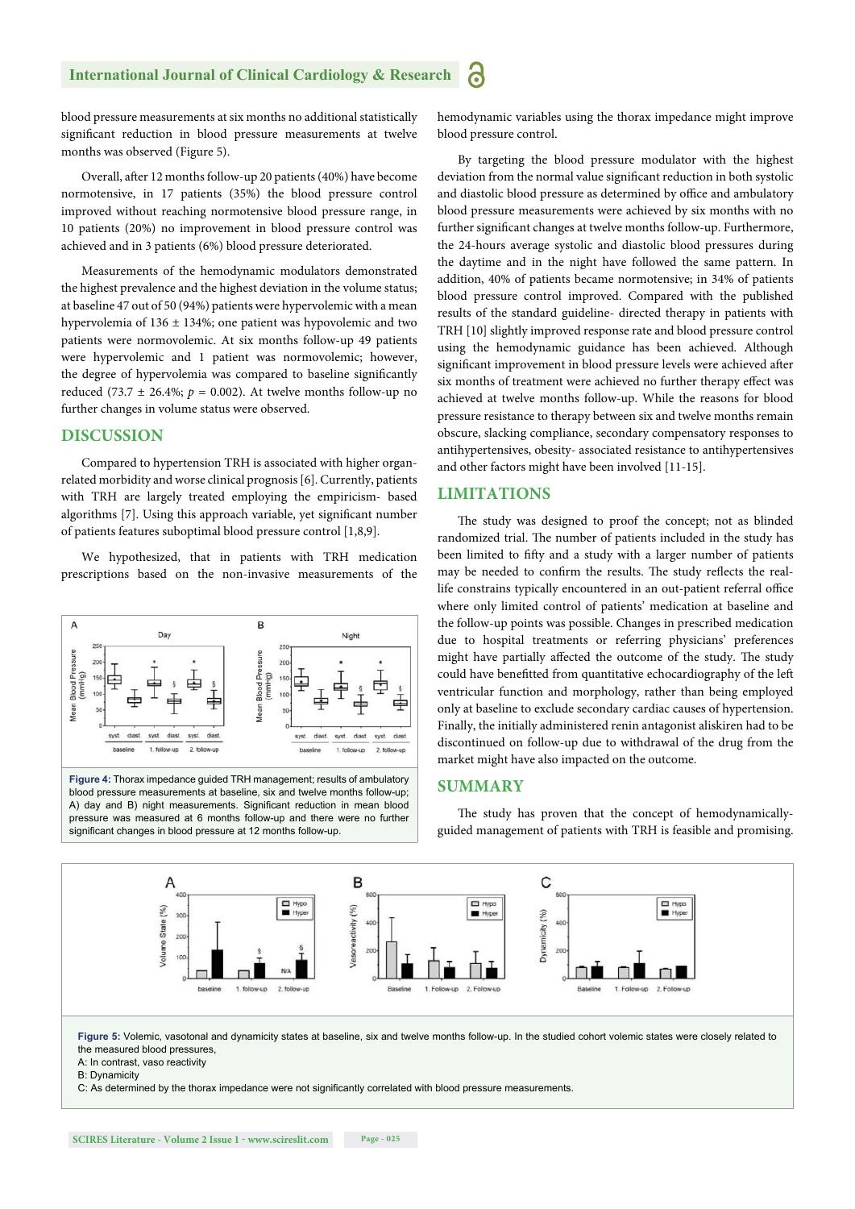blood pressure measurements at six months no additional statistically significant reduction in blood pressure measurements at twelve months was observed (Figure 5).

Overall, after 12 months follow-up 20 patients (40%) have become normotensive, in 17 patients (35%) the blood pressure control improved without reaching normotensive blood pressure range, in 10 patients (20%) no improvement in blood pressure control was achieved and in 3 patients (6%) blood pressure deteriorated.

Measurements of the hemodynamic modulators demonstrated the highest prevalence and the highest deviation in the volume status; at baseline 47 out of 50 (94%) patients were hypervolemic with a mean hypervolemia of 136 ± 134%; one patient was hypovolemic and two patients were normovolemic. At six months follow-up 49 patients were hypervolemic and 1 patient was normovolemic; however, the degree of hypervolemia was compared to baseline significantly reduced (73.7 ± 26.4%; $p = 0.002$). At twelve months follow-up no further changes in volume status were observed.

## DISCUSSION

Compared to hypertension TRH is associated with higher organ-related morbidity and worse clinical prognosis [6]. Currently, patients with TRH are largely treated employing the empiricism- based algorithms [7]. Using this approach variable, yet significant number of patients features suboptimal blood pressure control [1,8,9].

We hypothesized, that in patients with TRH medication prescriptions based on the non-invasive measurements of the hemodynamic variables using the thorax impedance might improve blood pressure control.

By targeting the blood pressure modulator with the highest deviation from the normal value significant reduction in both systolic and diastolic blood pressure as determined by office and ambulatory blood pressure measurements were achieved by six months with no further significant changes at twelve months follow-up. Furthermore, the 24-hours average systolic and diastolic blood pressures during the daytime and in the night have followed the same pattern. In addition, 40% of patients became normotensive; in 34% of patients blood pressure control improved. Compared with the published results of the standard guideline- directed therapy in patients with TRH [10] slightly improved response rate and blood pressure control using the hemodynamic guidance has been achieved. Although significant improvement in blood pressure levels were achieved after six months of treatment were achieved no further therapy effect was achieved at twelve months follow-up. While the reasons for blood pressure resistance to therapy between six and twelve months remain obscure, slacking compliance, secondary compensatory responses to antihypertensives, obesity- associated resistance to antihypertensives and other factors might have been involved [11-15].

Figure 4: Thorax impedance guided TRH management; results of ambulatory blood pressure measurements at baseline, six and twelve months follow-up; A) day and B) night measurements. Significant reduction in mean blood pressure was measured at 6 months follow-up and there were no further significant changes in blood pressure at 12 months follow-up.

## LIMITATIONS

The study was designed to proof the concept; not as blinded randomized trial. The number of patients included in the study has been limited to fifty and a study with a larger number of patients may be needed to confirm the results. The study reflects the real-life constrains typically encountered in an out-patient referral office where only limited control of patients' medication at baseline and the follow-up points was possible. Changes in prescribed medication due to hospital treatments or referring physicians' preferences might have partially affected the outcome of the study. The study could have benefitted from quantitative echocardiography of the left ventricular function and morphology, rather than being employed only at baseline to exclude secondary cardiac causes of hypertension. Finally, the initially administered renin antagonist aliskiren had to be discontinued on follow-up due to withdrawal of the drug from the market might have also impacted on the outcome.

## SUMMARY

The study has proven that the concept of hemodynamically-guided management of patients with TRH is feasible and promising.

Figure 5: Volemic, vasotonal and dynamicity states at baseline, six and twelve months follow-up. In the studied cohort volemic states were closely related to the measured blood pressures,
A: In contrast, vaso reactivity
B: Dynamicity
C: As determined by the thorax impedance were not significantly correlated with blood pressure measurements.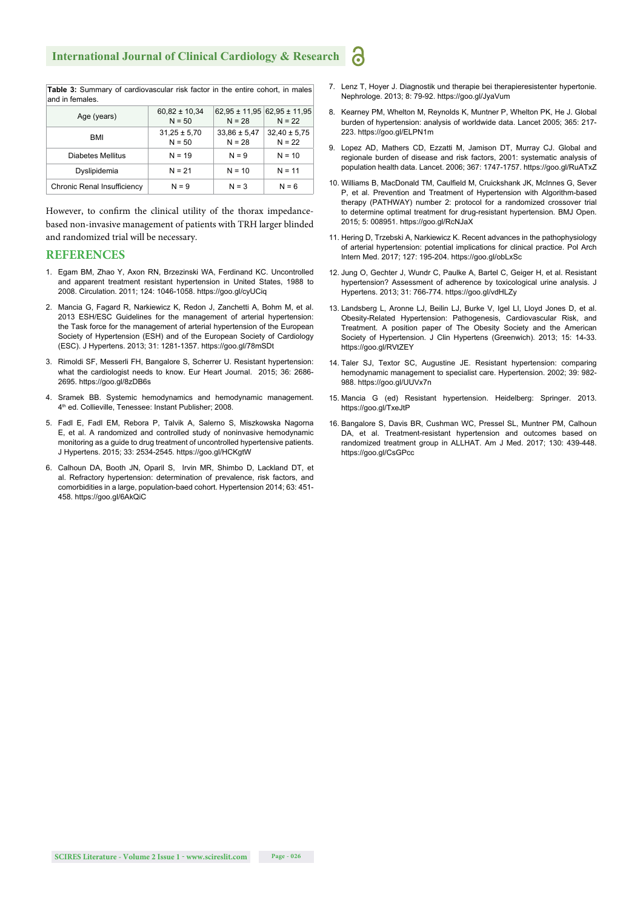**Table 3:** Summary of cardiovascular risk factor in the entire cohort, in males and in females.

| | | | |
|---|---|---|---|
| Age (years) | 60,82 ± 10,34 N = 50 | 62,95 ± 11,95 N = 28 | 62,95 ± 11,95 N = 22 |
| BMI | 31,25 ± 5,70 N = 50 | 33,86 ± 5,47 N = 28 | 32,40 ± 5,75 N = 22 |
| Diabetes Mellitus | N = 19 | N = 9 | N = 10 |
| Dyslipidemia | N = 21 | N = 10 | N = 11 |
| Chronic Renal Insufficiency | N = 9 | N = 3 | N = 6 |

However, to confirm the clinical utility of the thorax impedance-based non-invasive management of patients with TRH larger blinded and randomized trial will be necessary.

## REFERENCES

1. Egam BM, Zhao Y, Axon RN, Brzezinski WA, Ferdinand KC. Uncontrolled and apparent treatment resistant hypertension in United States, 1988 to 2008. Circulation. 2011; 124: 1046-1058. https://goo.gl/cyUCiq
2. Mancia G, Fagard R, Narkiewicz K, Redon J, Zanchetti A, Bohm M, et al. 2013 ESH/ESC Guidelines for the management of arterial hypertension: the Task force for the management of arterial hypertension of the European Society of Hypertension (ESH) and of the European Society of Cardiology (ESC). J Hypertens. 2013; 31: 1281-1357. https://goo.gl/78mSDt
3. Rimoldi SF, Messerli FH, Bangalore S, Scherrer U. Resistant hypertension: what the cardiologist needs to know. Eur Heart Journal. 2015; 36: 2686-2695. https://goo.gl/8zDB6s
4. Sramek BB. Systemic hemodynamics and hemodynamic management. 4th ed. Collieville, Tenessee: Instant Publisher; 2008.
5. Fadl E, Fadl EM, Rebora P, Talvik A, Salerno S, Miszkowska Nagorna E, et al. A randomized and controlled study of noninvasive hemodynamic monitoring as a guide to drug treatment of uncontrolled hypertensive patients. J Hypertens. 2015; 33: 2534-2545. https://goo.gl/HCKgtW
6. Calhoun DA, Booth JN, Oparil S, Irvin MR, Shimbo D, Lackland DT, et al. Refractory hypertension: determination of prevalence, risk factors, and comorbidities in a large, population-baed cohort. Hypertension 2014; 63: 451-458. https://goo.gl/6AkQiC
7. Lenz T, Hoyer J. Diagnostik und therapie bei therapieresistenter hypertonie. Nephrologe. 2013; 8: 79-92. https://goo.gl/JyaVum
8. Kearney PM, Whelton M, Reynolds K, Muntner P, Whelton PK, He J. Global burden of hypertension: analysis of worldwide data. Lancet 2005; 365: 217-223. https://goo.gl/ELPN1m
9. Lopez AD, Mathers CD, Ezzatti M, Jamison DT, Murray CJ. Global and regionale burden of disease and risk factors, 2001: systematic analysis of population health data. Lancet. 2006; 367: 1747-1757. https://goo.gl/RuATxZ
10. Williams B, MacDonald TM, Caulfield M, Cruickshank JK, McInnes G, Sever P, et al. Prevention and Treatment of Hypertension with Algorithm-based therapy (PATHWAY) number 2: protocol for a randomized crossover trial to determine optimal treatment for drug-resistant hypertension. BMJ Open. 2015; 5: 008951. https://goo.gl/RcNJaX
11. Hering D, Trzebski A, Narkiewicz K. Recent advances in the pathophysiology of arterial hypertension: potential implications for clinical practice. Pol Arch Intern Med. 2017; 127: 195-204. https://goo.gl/obLxSc
12. Jung O, Gechter J, Wundr C, Paulke A, Bartel C, Geiger H, et al. Resistant hypertension? Assessment of adherence by toxicological urine analysis. J Hypertens. 2013; 31: 766-774. https://goo.gl/vdHLZy
13. Landsberg L, Aronne LJ, Beilin LJ, Burke V, Igel LI, Lloyd Jones D, et al. Obesity-Related Hypertension: Pathogenesis, Cardiovascular Risk, and Treatment. A position paper of The Obesity Society and the American Society of Hypertension. J Clin Hypertens (Greenwich). 2013; 15: 14-33. https://goo.gl/RVtZEY
14. Taler SJ, Textor SC, Augustine JE. Resistant hypertension: comparing hemodynamic management to specialist care. Hypertension. 2002; 39: 982-988. https://goo.gl/UUVx7n
15. Mancia G (ed) Resistant hypertension. Heidelberg: Springer. 2013. https://goo.gl/TxeJtP
16. Bangalore S, Davis BR, Cushman WC, Pressel SL, Muntner PM, Calhoun DA, et al. Treatment-resistant hypertension and outcomes based on randomized treatment group in ALLHAT. Am J Med. 2017; 130: 439-448. https://goo.gl/CsGPcc